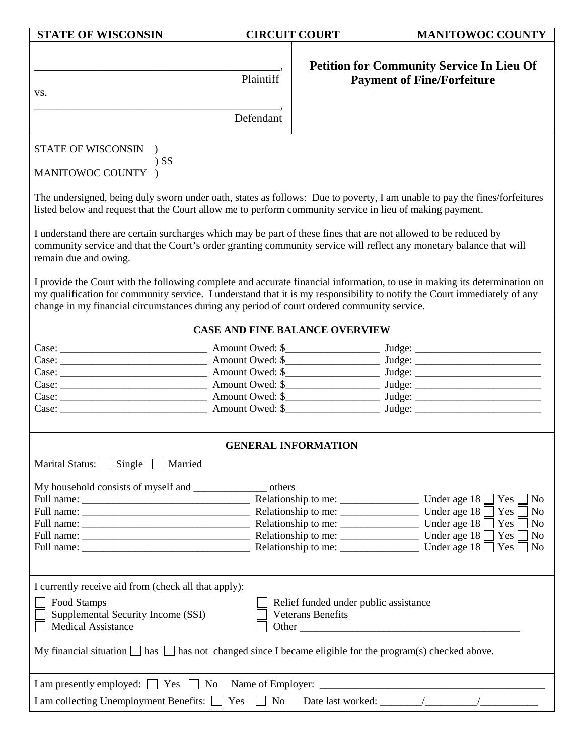| STATE OF WISCONSIN | CIRCUIT COURT | MANITOWOC COUNTY |
|---|---|---|

______________________________________________, Plaintiff

vs.

______________________________________________, Defendant

**Petition for Community Service In Lieu Of Payment of Fine/Forfeiture**

STATE OF WISCONSIN )
) SS
MANITOWOC COUNTY )

The undersigned, being duly sworn under oath, states as follows: Due to poverty, I am unable to pay the fines/forfeitures listed below and request that the Court allow me to perform community service in lieu of making payment.

I understand there are certain surcharges which may be part of these fines that are not allowed to be reduced by community service and that the Court's order granting community service will reflect any monetary balance that will remain due and owing.

I provide the Court with the following complete and accurate financial information, to use in making its determination on my qualification for community service. I understand that it is my responsibility to notify the Court immediately of any change in my financial circumstances during any period of court ordered community service.

## CASE AND FINE BALANCE OVERVIEW

Case: ____________________________ Amount Owed: $_________________ Judge: ________________________
Case: ____________________________ Amount Owed: $_________________ Judge: ________________________
Case: ____________________________ Amount Owed: $_________________ Judge: ________________________
Case: ____________________________ Amount Owed: $_________________ Judge: ________________________
Case: ____________________________ Amount Owed: $_________________ Judge: ________________________
Case: ____________________________ Amount Owed: $_________________ Judge: ________________________

## GENERAL INFORMATION

Marital Status: ☐ Single ☐ Married

My household consists of myself and ______________ others

Full name: ________________________________ Relationship to me: _______________ Under age 18 ☐ Yes ☐ No
Full name: ________________________________ Relationship to me: _______________ Under age 18 ☐ Yes ☐ No
Full name: ________________________________ Relationship to me: _______________ Under age 18 ☐ Yes ☐ No
Full name: ________________________________ Relationship to me: _______________ Under age 18 ☐ Yes ☐ No
Full name: ________________________________ Relationship to me: _______________ Under age 18 ☐ Yes ☐ No

I currently receive aid from (check all that apply):

☐ Food Stamps
☐ Supplemental Security Income (SSI)
☐ Medical Assistance
☐ Relief funded under public assistance
☐ Veterans Benefits
☐ Other ___________________________________________

My financial situation ☐ has ☐ has not changed since I became eligible for the program(s) checked above.

I am presently employed: ☐ Yes ☐ No Name of Employer: ___________________________________________
I am collecting Unemployment Benefits: ☐ Yes ☐ No Date last worked: ________/__________/___________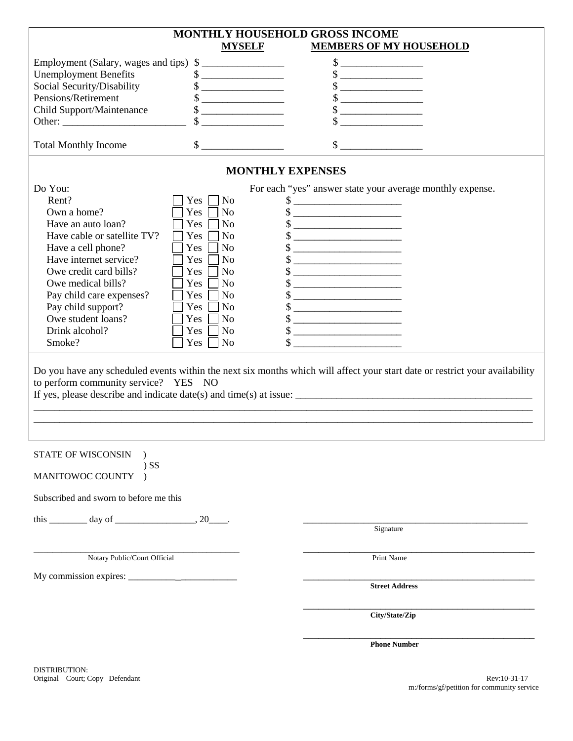## MONTHLY HOUSEHOLD GROSS INCOME

| | MYSELF | MEMBERS OF MY HOUSEHOLD |
|---|---|---|
| Employment (Salary, wages and tips) | $ _______________ | $ _______________ |
| Unemployment Benefits | $ _______________ | $ _______________ |
| Social Security/Disability | $ _______________ | $ _______________ |
| Pensions/Retirement | $ _______________ | $ _______________ |
| Child Support/Maintenance | $ _______________ | $ _______________ |
| Other: _______________________ | $ _______________ | $ _______________ |
| Total Monthly Income | $ _______________ | $ _______________ |

## MONTHLY EXPENSES

| Do You: | | For each "yes" answer state your average monthly expense. |
|---|---|---|
| Rent? | ☐ Yes ☐ No | $ ____________________ |
| Own a home? | ☐ Yes ☐ No | $ ____________________ |
| Have an auto loan? | ☐ Yes ☐ No | $ ____________________ |
| Have cable or satellite TV? | ☐ Yes ☐ No | $ ____________________ |
| Have a cell phone? | ☐ Yes ☐ No | $ ____________________ |
| Have internet service? | ☐ Yes ☐ No | $ ____________________ |
| Owe credit card bills? | ☐ Yes ☐ No | $ ____________________ |
| Owe medical bills? | ☐ Yes ☐ No | $ ____________________ |
| Pay child care expenses? | ☐ Yes ☐ No | $ ____________________ |
| Pay child support? | ☐ Yes ☐ No | $ ____________________ |
| Owe student loans? | ☐ Yes ☐ No | $ ____________________ |
| Drink alcohol? | ☐ Yes ☐ No | $ ____________________ |
| Smoke? | ☐ Yes ☐ No | $ ____________________ |

Do you have any scheduled events within the next six months which will affect your start date or restrict your availability to perform community service? YES NO

If yes, please describe and indicate date(s) and time(s) at issue: _____________________________________________

______________________________________________________________________________________________

______________________________________________________________________________________________

STATE OF WISCONSIN )
) SS
MANITOWOC COUNTY )

Subscribed and sworn to before me this

this ________ day of _________________, 20____.

_____________________________________________
Notary Public/Court Official

My commission expires: _______________________

_____________________________________________
Signature

_____________________________________________
Print Name

_____________________________________________
**Street Address**

_____________________________________________
**City/State/Zip**

_____________________________________________
**Phone Number**

DISTRIBUTION:
Original – Court; Copy –Defendant

Rev:10-31-17
m:/forms/gf/petition for community service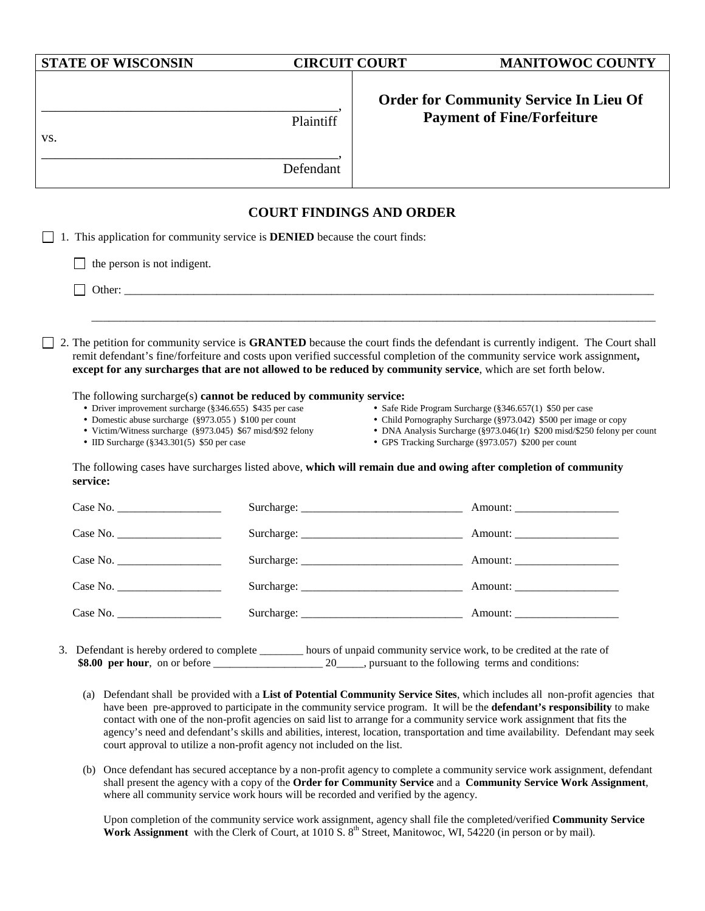| STATE OF WISCONSIN | CIRCUIT COURT | MANITOWOC COUNTY |
|---|---|---|
| ______________________________, Plaintiff<br>vs.<br>______________________________, Defendant | **Order for Community Service In Lieu Of Payment of Fine/Forfeiture** | |

## COURT FINDINGS AND ORDER

☐ 1. This application for community service is **DENIED** because the court finds:

☐ the person is not indigent.

☐ Other: ______________________________________________________________________________

______________________________________________________________________________

☐ 2. The petition for community service is **GRANTED** because the court finds the defendant is currently indigent. The Court shall remit defendant's fine/forfeiture and costs upon verified successful completion of the community service work assignment**, except for any surcharges that are not allowed to be reduced by community service**, which are set forth below.

The following surcharge(s) **cannot be reduced by community service:**

- Driver improvement surcharge (§346.655) $435 per case
- Domestic abuse surcharge (§973.055 ) $100 per count
- Victim/Witness surcharge (§973.045) $67 misd/$92 felony
- IID Surcharge (§343.301(5) $50 per case
- Safe Ride Program Surcharge (§346.657(1) $50 per case
- Child Pornography Surcharge (§973.042) $500 per image or copy
- DNA Analysis Surcharge (§973.046(1r) $200 misd/$250 felony per count
- GPS Tracking Surcharge (§973.057) $200 per count

The following cases have surcharges listed above, **which will remain due and owing after completion of community service:**

Case No. __________________ Surcharge: ____________________________ Amount: __________________

Case No. __________________ Surcharge: ____________________________ Amount: __________________

Case No. __________________ Surcharge: ____________________________ Amount: __________________

Case No. __________________ Surcharge: ____________________________ Amount: __________________

Case No. __________________ Surcharge: ____________________________ Amount: __________________

3. Defendant is hereby ordered to complete ________ hours of unpaid community service work, to be credited at the rate of **$8.00 per hour**, on or before ____________________ 20_____, pursuant to the following terms and conditions:

(a) Defendant shall be provided with a **List of Potential Community Service Sites**, which includes all non-profit agencies that have been pre-approved to participate in the community service program. It will be the **defendant's responsibility** to make contact with one of the non-profit agencies on said list to arrange for a community service work assignment that fits the agency's need and defendant's skills and abilities, interest, location, transportation and time availability. Defendant may seek court approval to utilize a non-profit agency not included on the list.

(b) Once defendant has secured acceptance by a non-profit agency to complete a community service work assignment, defendant shall present the agency with a copy of the **Order for Community Service** and a **Community Service Work Assignment**, where all community service work hours will be recorded and verified by the agency.

Upon completion of the community service work assignment, agency shall file the completed/verified **Community Service Work Assignment** with the Clerk of Court, at 1010 S. 8th Street, Manitowoc, WI, 54220 (in person or by mail).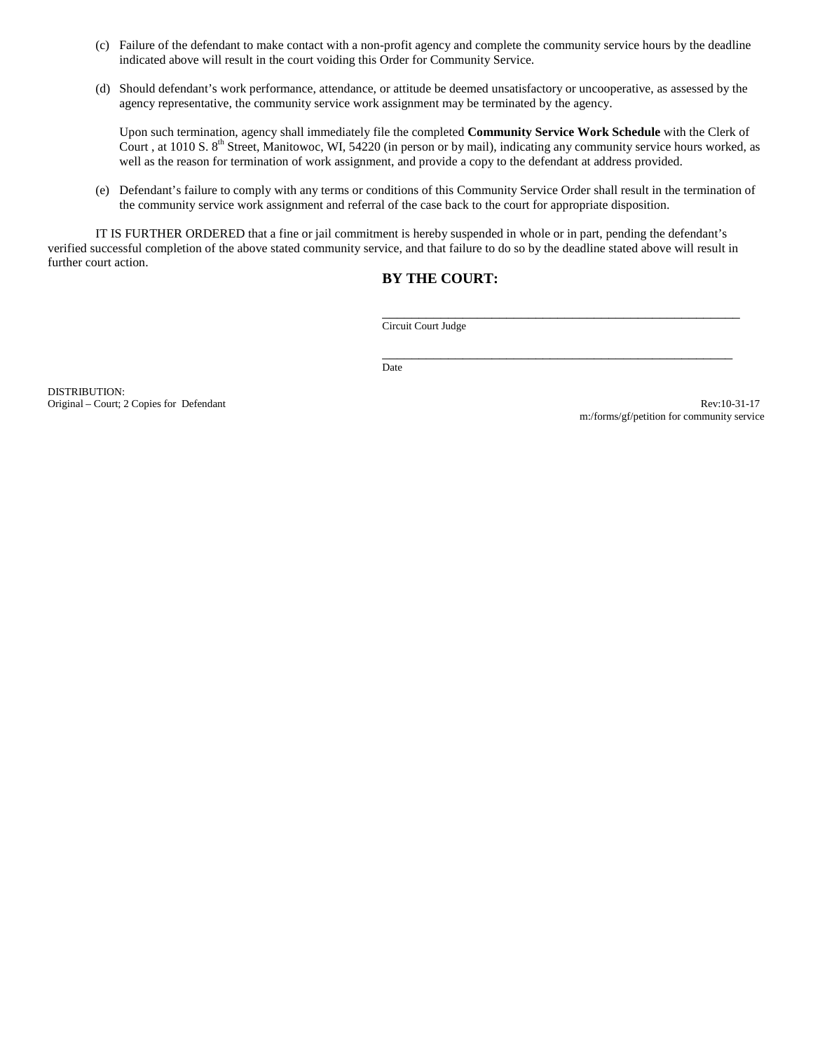(c) Failure of the defendant to make contact with a non-profit agency and complete the community service hours by the deadline indicated above will result in the court voiding this Order for Community Service.

(d) Should defendant's work performance, attendance, or attitude be deemed unsatisfactory or uncooperative, as assessed by the agency representative, the community service work assignment may be terminated by the agency.

Upon such termination, agency shall immediately file the completed **Community Service Work Schedule** with the Clerk of Court , at 1010 S. 8th Street, Manitowoc, WI, 54220 (in person or by mail), indicating any community service hours worked, as well as the reason for termination of work assignment, and provide a copy to the defendant at address provided.

(e) Defendant's failure to comply with any terms or conditions of this Community Service Order shall result in the termination of the community service work assignment and referral of the case back to the court for appropriate disposition.

IT IS FURTHER ORDERED that a fine or jail commitment is hereby suspended in whole or in part, pending the defendant's verified successful completion of the above stated community service, and that failure to do so by the deadline stated above will result in further court action.

**BY THE COURT:**

______________________________________________
Circuit Court Judge

______________________________________________
Date

DISTRIBUTION:
Original – Court; 2 Copies for Defendant

Rev:10-31-17
m:/forms/gf/petition for community service